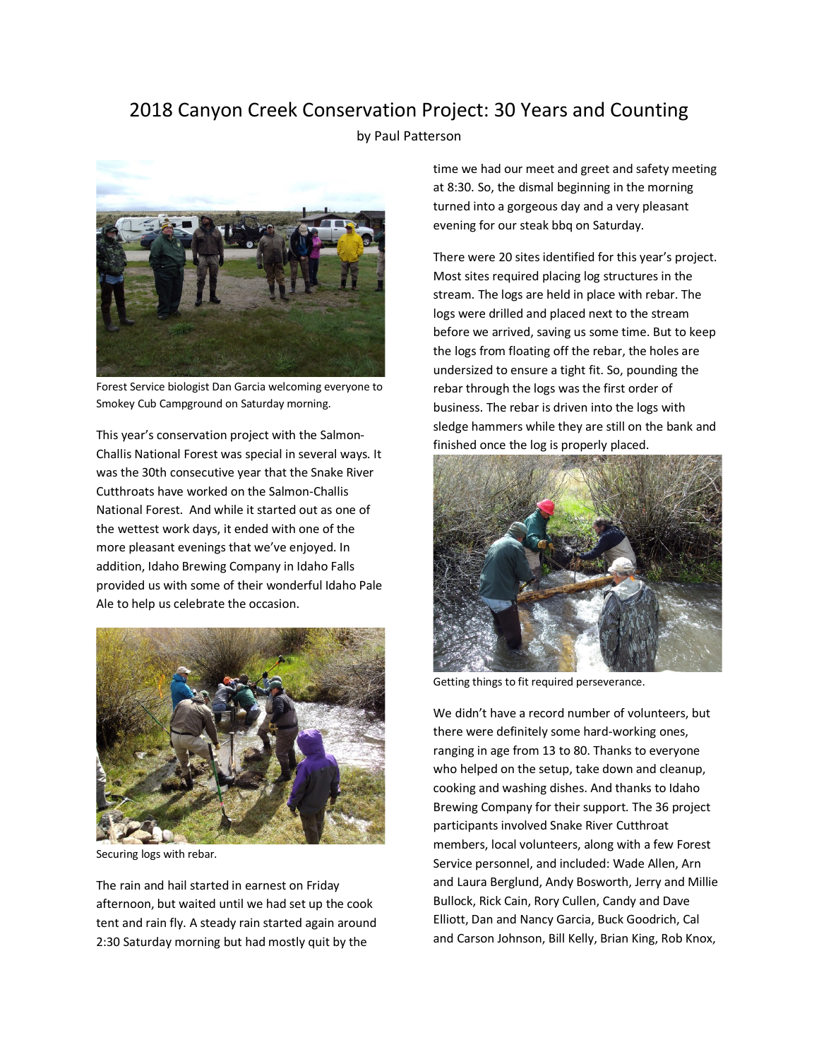# 2018 Canyon Creek Conservation Project: 30 Years and Counting

by Paul Patterson

Forest Service biologist Dan Garcia welcoming everyone to Smokey Cub Campground on Saturday morning.

This year's conservation project with the Salmon-Challis National Forest was special in several ways. It was the 30th consecutive year that the Snake River Cutthroats have worked on the Salmon-Challis National Forest. And while it started out as one of the wettest work days, it ended with one of the more pleasant evenings that we've enjoyed. In addition, Idaho Brewing Company in Idaho Falls provided us with some of their wonderful Idaho Pale Ale to help us celebrate the occasion.

Securing logs with rebar.

The rain and hail started in earnest on Friday afternoon, but waited until we had set up the cook tent and rain fly. A steady rain started again around 2:30 Saturday morning but had mostly quit by the time we had our meet and greet and safety meeting at 8:30. So, the dismal beginning in the morning turned into a gorgeous day and a very pleasant evening for our steak bbq on Saturday.

There were 20 sites identified for this year's project. Most sites required placing log structures in the stream. The logs are held in place with rebar. The logs were drilled and placed next to the stream before we arrived, saving us some time. But to keep the logs from floating off the rebar, the holes are undersized to ensure a tight fit. So, pounding the rebar through the logs was the first order of business. The rebar is driven into the logs with sledge hammers while they are still on the bank and finished once the log is properly placed.

Getting things to fit required perseverance.

We didn't have a record number of volunteers, but there were definitely some hard-working ones, ranging in age from 13 to 80. Thanks to everyone who helped on the setup, take down and cleanup, cooking and washing dishes. And thanks to Idaho Brewing Company for their support. The 36 project participants involved Snake River Cutthroat members, local volunteers, along with a few Forest Service personnel, and included: Wade Allen, Arn and Laura Berglund, Andy Bosworth, Jerry and Millie Bullock, Rick Cain, Rory Cullen, Candy and Dave Elliott, Dan and Nancy Garcia, Buck Goodrich, Cal and Carson Johnson, Bill Kelly, Brian King, Rob Knox,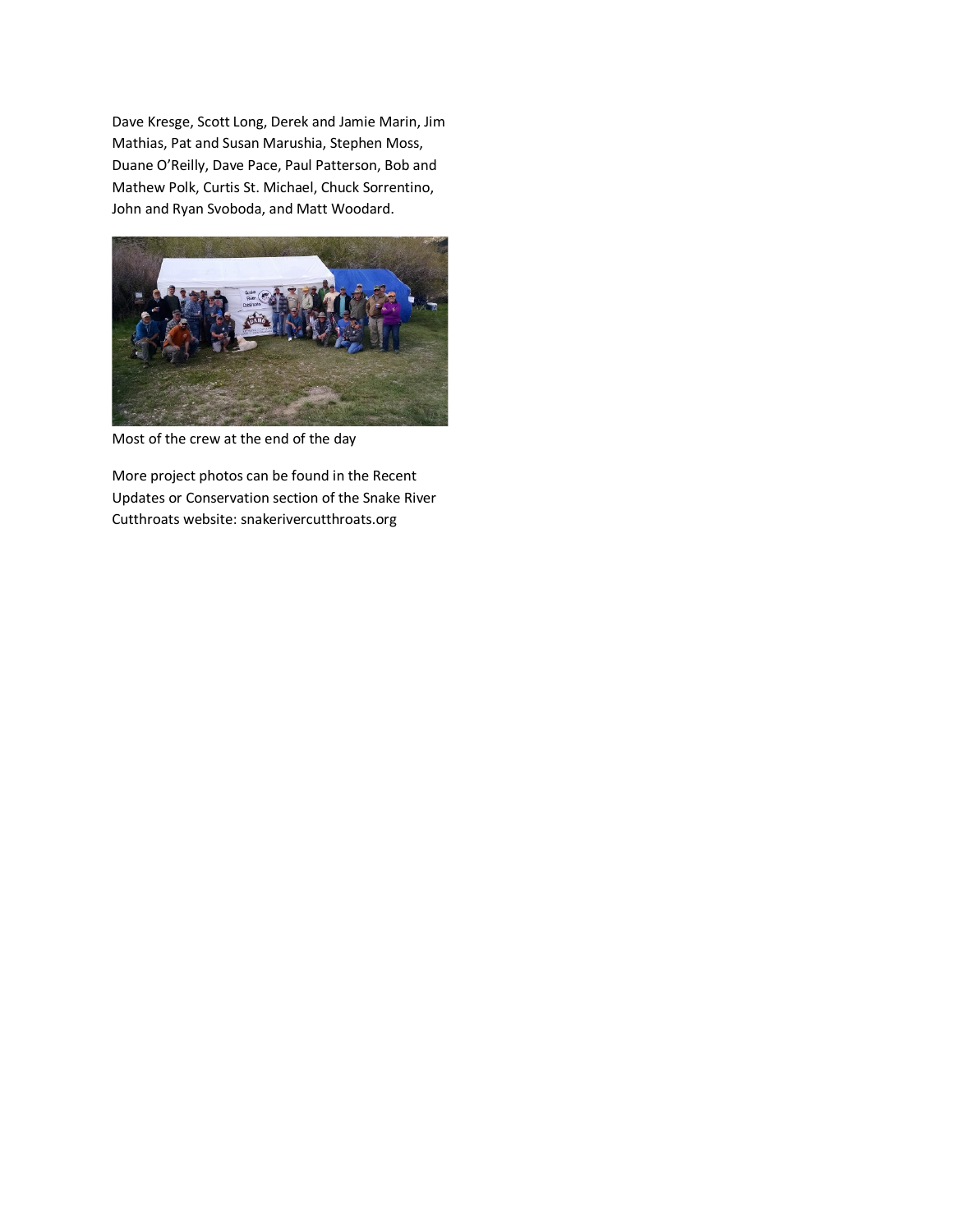Dave Kresge, Scott Long, Derek and Jamie Marin, Jim Mathias, Pat and Susan Marushia, Stephen Moss, Duane O'Reilly, Dave Pace, Paul Patterson, Bob and Mathew Polk, Curtis St. Michael, Chuck Sorrentino, John and Ryan Svoboda, and Matt Woodard.

Most of the crew at the end of the day

More project photos can be found in the Recent Updates or Conservation section of the Snake River Cutthroats website: snakerivercutthroats.org